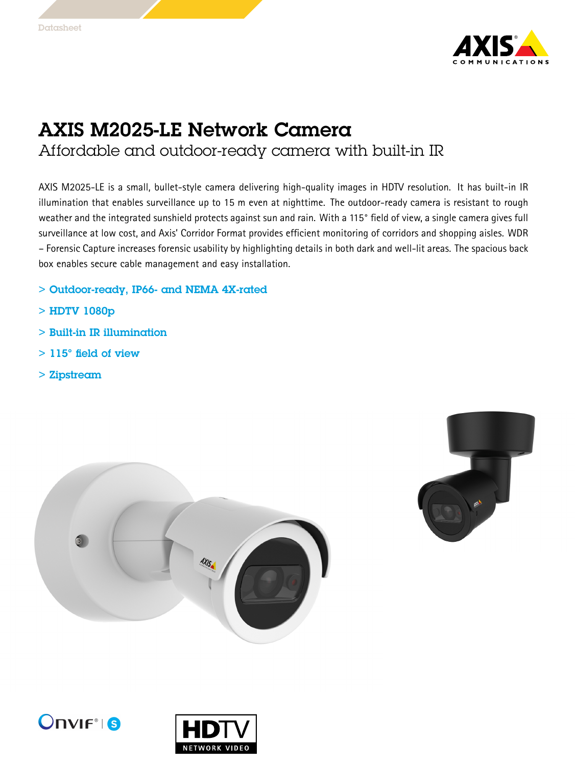Datasheet

# AXIS M2025-LE Network Camera

## Affordable and outdoor-ready camera with built-in IR

AXIS M2025-LE is a small, bullet-style camera delivering high-quality images in HDTV resolution. It has built-in IR illumination that enables surveillance up to 15 m even at nighttime. The outdoor-ready camera is resistant to rough weather and the integrated sunshield protects against sun and rain. With a 115° field of view, a single camera gives full surveillance at low cost, and Axis' Corridor Format provides efficient monitoring of corridors and shopping aisles. WDR – Forensic Capture increases forensic usability by highlighting details in both dark and well-lit areas. The spacious back box enables secure cable management and easy installation.

> **Outdoor-ready, IP66- and NEMA 4X-rated**

> **HDTV 1080p**

> **Built-in IR illumination**

> **115° field of view**

> **Zipstream**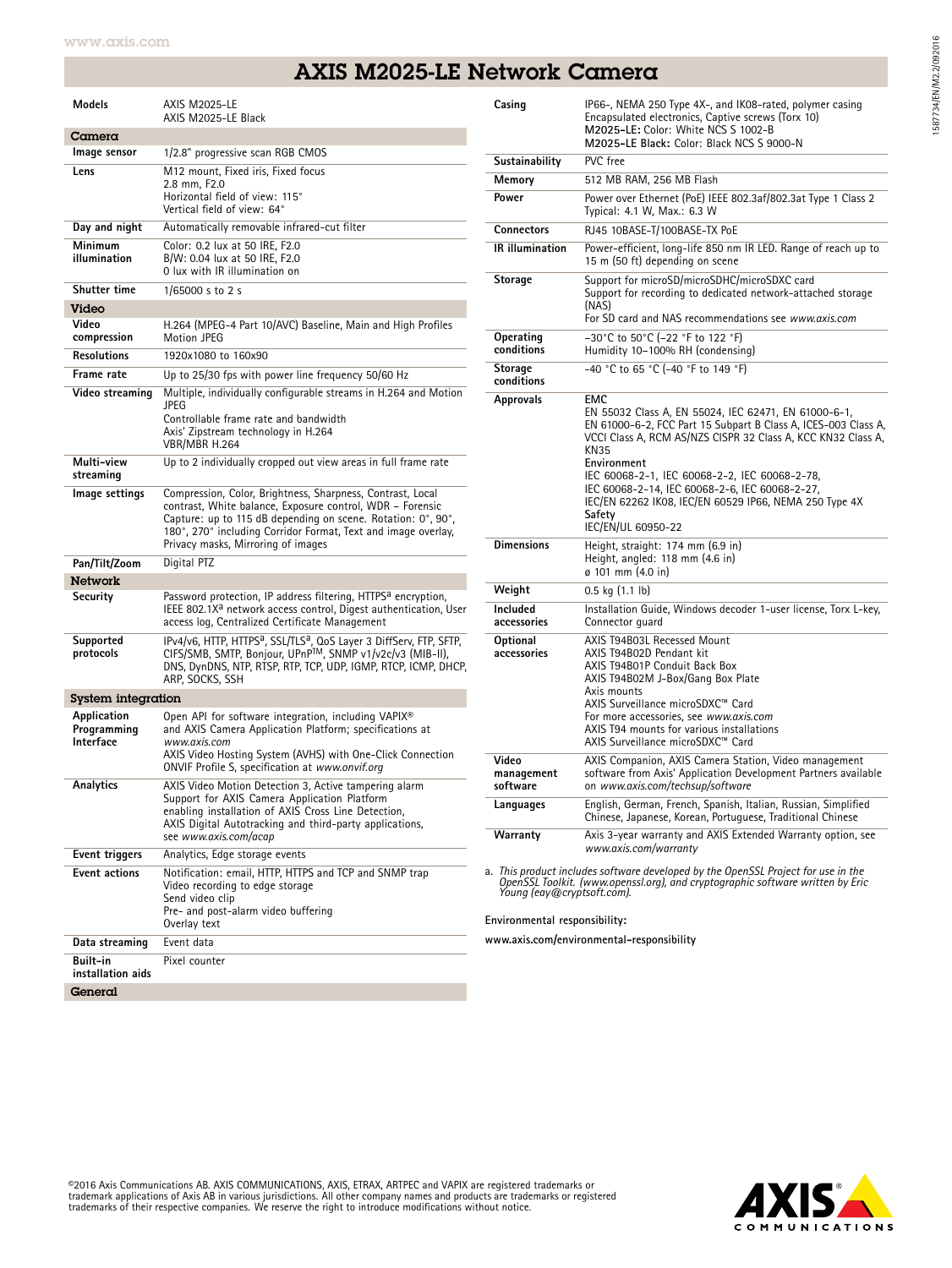# AXIS M2025-LE Network Camera

| | |
|---|---|
| **Models** | AXIS M2025-LE<br>AXIS M2025-LE Black |
| **Camera** | |
| **Image sensor** | 1/2.8" progressive scan RGB CMOS |
| **Lens** | M12 mount, Fixed iris, Fixed focus<br>2.8 mm, F2.0<br>Horizontal field of view: 115°<br>Vertical field of view: 64° |
| **Day and night** | Automatically removable infrared-cut filter |
| **Minimum illumination** | Color: 0.2 lux at 50 IRE, F2.0<br>B/W: 0.04 lux at 50 IRE, F2.0<br>0 lux with IR illumination on |
| **Shutter time** | 1/65000 s to 2 s |
| **Video** | |
| **Video compression** | H.264 (MPEG-4 Part 10/AVC) Baseline, Main and High Profiles<br>Motion JPEG |
| **Resolutions** | 1920x1080 to 160x90 |
| **Frame rate** | Up to 25/30 fps with power line frequency 50/60 Hz |
| **Video streaming** | Multiple, individually configurable streams in H.264 and Motion JPEG<br>Controllable frame rate and bandwidth<br>Axis' Zipstream technology in H.264<br>VBR/MBR H.264 |
| **Multi-view streaming** | Up to 2 individually cropped out view areas in full frame rate |
| **Image settings** | Compression, Color, Brightness, Sharpness, Contrast, Local contrast, White balance, Exposure control, WDR – Forensic Capture: up to 115 dB depending on scene. Rotation: 0°, 90°, 180°, 270° including Corridor Format, Text and image overlay, Privacy masks, Mirroring of images |
| **Pan/Tilt/Zoom** | Digital PTZ |
| **Network** | |
| **Security** | Password protection, IP address filtering, HTTPS[a] encryption, IEEE 802.1X[a] network access control, Digest authentication, User access log, Centralized Certificate Management |
| **Supported protocols** | IPv4/v6, HTTP, HTTPS[a], SSL/TLS[a], QoS Layer 3 DiffServ, FTP, SFTP, CIFS/SMB, SMTP, Bonjour, UPnP™, SNMP v1/v2c/v3 (MIB-II), DNS, DynDNS, NTP, RTSP, RTP, TCP, UDP, IGMP, RTCP, ICMP, DHCP, ARP, SOCKS, SSH |
| **System integration** | |
| **Application Programming Interface** | Open API for software integration, including VAPIX® and AXIS Camera Application Platform; specifications at *www.axis.com*<br>AXIS Video Hosting System (AVHS) with One-Click Connection<br>ONVIF Profile S, specification at *www.onvif.org* |
| **Analytics** | AXIS Video Motion Detection 3, Active tampering alarm<br>Support for AXIS Camera Application Platform enabling installation of AXIS Cross Line Detection, AXIS Digital Autotracking and third-party applications, see *www.axis.com/acap* |
| **Event triggers** | Analytics, Edge storage events |
| **Event actions** | Notification: email, HTTP, HTTPS and TCP and SNMP trap<br>Video recording to edge storage<br>Send video clip<br>Pre- and post-alarm video buffering<br>Overlay text |
| **Data streaming** | Event data |
| **Built-in installation aids** | Pixel counter |
| **General** | |
| **Casing** | IP66-, NEMA 250 Type 4X-, and IK08-rated, polymer casing<br>Encapsulated electronics, Captive screws (Torx 10)<br>**M2025-LE:** Color: White NCS S 1002-B<br>**M2025-LE Black:** Color: Black NCS S 9000-N |
| **Sustainability** | PVC free |
| **Memory** | 512 MB RAM, 256 MB Flash |
| **Power** | Power over Ethernet (PoE) IEEE 802.3af/802.3at Type 1 Class 2<br>Typical: 4.1 W, Max.: 6.3 W |
| **Connectors** | RJ45 10BASE-T/100BASE-TX PoE |
| **IR illumination** | Power-efficient, long-life 850 nm IR LED. Range of reach up to 15 m (50 ft) depending on scene |
| **Storage** | Support for microSD/microSDHC/microSDXC card<br>Support for recording to dedicated network-attached storage (NAS)<br>For SD card and NAS recommendations see *www.axis.com* |
| **Operating conditions** | -30°C to 50°C (-22 °F to 122 °F)<br>Humidity 10–100% RH (condensing) |
| **Storage conditions** | -40 °C to 65 °C (-40 °F to 149 °F) |
| **Approvals** | **EMC**<br>EN 55032 Class A, EN 55024, IEC 62471, EN 61000-6-1, EN 61000-6-2, FCC Part 15 Subpart B Class A, ICES-003 Class A, VCCI Class A, RCM AS/NZS CISPR 32 Class A, KCC KN32 Class A, KN35<br>**Environment**<br>IEC 60068-2-1, IEC 60068-2-2, IEC 60068-2-78, IEC 60068-2-14, IEC 60068-2-6, IEC 60068-2-27, IEC/EN 62262 IK08, IEC/EN 60529 IP66, NEMA 250 Type 4X<br>**Safety**<br>IEC/EN/UL 60950-22 |
| **Dimensions** | Height, straight: 174 mm (6.9 in)<br>Height, angled: 118 mm (4.6 in)<br>ø 101 mm (4.0 in) |
| **Weight** | 0.5 kg (1.1 lb) |
| **Included accessories** | Installation Guide, Windows decoder 1-user license, Torx L-key, Connector guard |
| **Optional accessories** | AXIS T94B03L Recessed Mount<br>AXIS T94B02D Pendant kit<br>AXIS T94B01P Conduit Back Box<br>AXIS T94B02M J-Box/Gang Box Plate<br>Axis mounts<br>AXIS Surveillance microSDXC™ Card<br>For more accessories, see *www.axis.com*<br>AXIS T94 mounts for various installations<br>AXIS Surveillance microSDXC™ Card |
| **Video management software** | AXIS Companion, AXIS Camera Station, Video management software from Axis' Application Development Partners available on *www.axis.com/techsup/software* |
| **Languages** | English, German, French, Spanish, Italian, Russian, Simplified Chinese, Japanese, Korean, Portuguese, Traditional Chinese |
| **Warranty** | Axis 3-year warranty and AXIS Extended Warranty option, see *www.axis.com/warranty* |

a. *This product includes software developed by the OpenSSL Project for use in the OpenSSL Toolkit. (www.openssl.org), and cryptographic software written by Eric Young (eay@cryptsoft.com).*

**Environmental responsibility:**

**www.axis.com/environmental-responsibility**

©2016 Axis Communications AB. AXIS COMMUNICATIONS, AXIS, ETRAX, ARTPEC and VAPIX are registered trademarks or trademark applications of Axis AB in various jurisdictions. All other company names and products are trademarks or registered trademarks of their respective companies. We reserve the right to introduce modifications without notice.